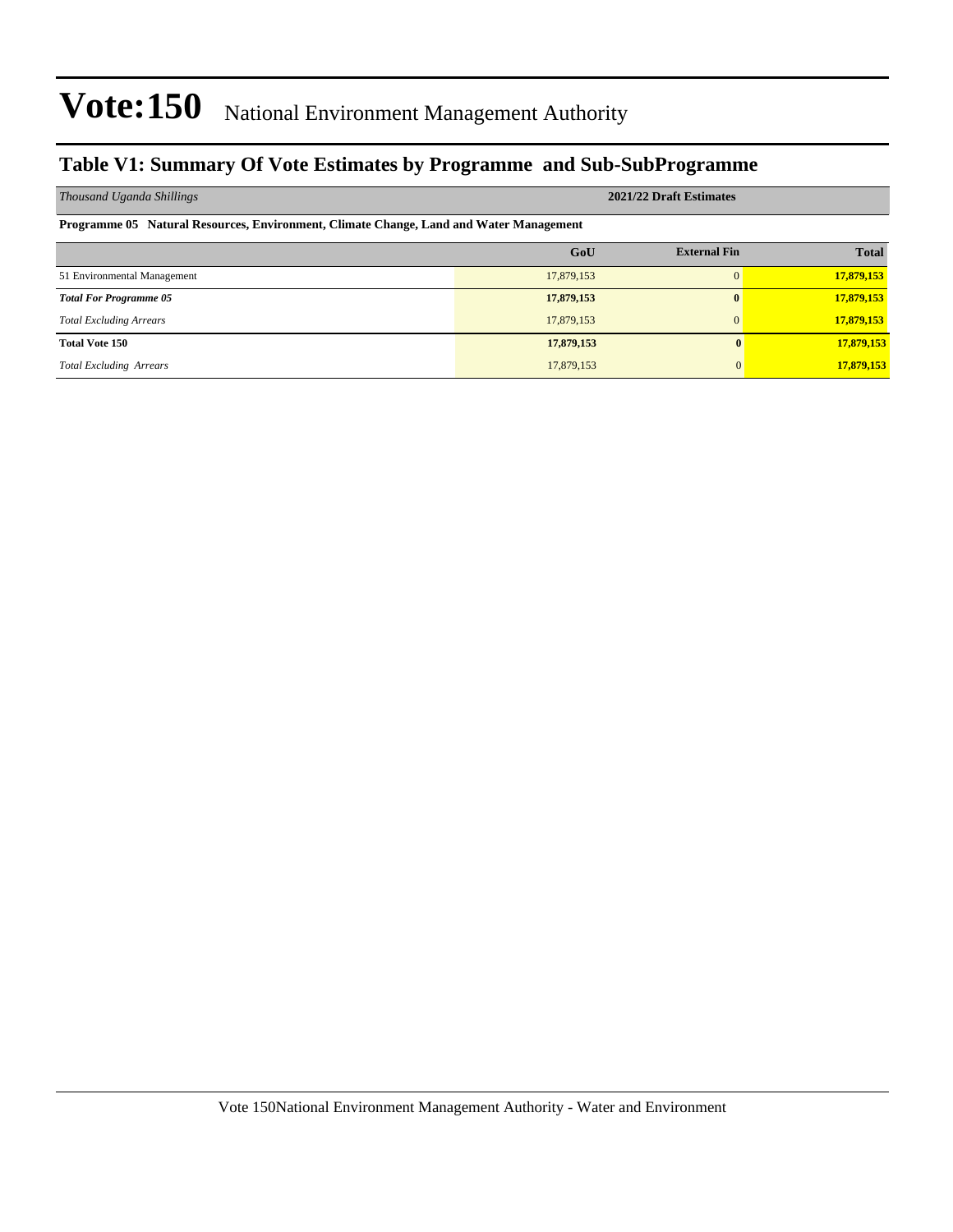# Vote:150 National Environment Management Authority

## Table V1: Summary Of Vote Estimates by Programme and Sub-SubProgramme

| *Thousand Uganda Shillings* | 2021/22 Draft Estimates | | |
|---|---|---|---|
| **Programme 05 Natural Resources, Environment, Climate Change, Land and Water Management** | | | |
| | **GoU** | **External Fin** | **Total** |
| 51 Environmental Management | 17,879,153 | 0 | **17,879,153** |
| ***Total For Programme 05*** | **17,879,153** | **0** | **17,879,153** |
| *Total Excluding Arrears* | 17,879,153 | 0 | **17,879,153** |
| **Total Vote 150** | **17,879,153** | **0** | **17,879,153** |
| *Total Excluding Arrears* | 17,879,153 | 0 | **17,879,153** |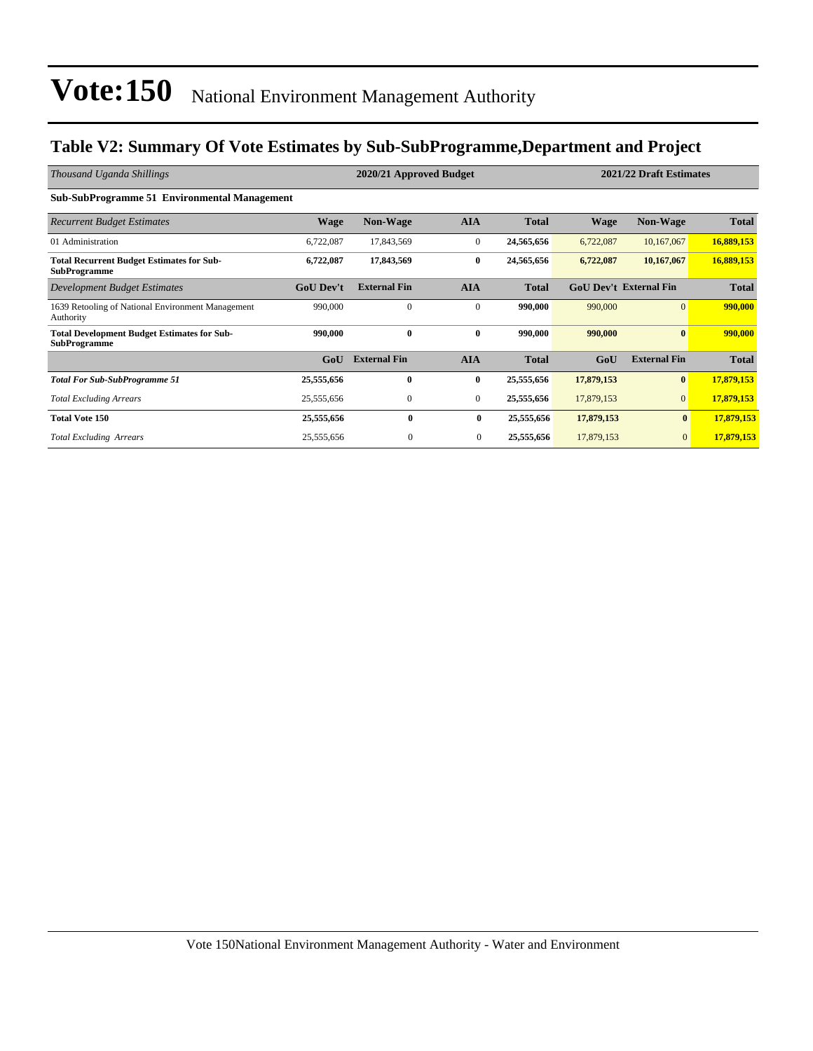# Vote:150 National Environment Management Authority

## Table V2: Summary Of Vote Estimates by Sub-SubProgramme,Department and Project

| *Thousand Uganda Shillings* | 2020/21 Approved Budget | | | | 2021/22 Draft Estimates | | |
|---|---|---|---|---|---|---|---|
| **Sub-SubProgramme 51 Environmental Management** | | | | | | | |
| *Recurrent Budget Estimates* | **Wage** | **Non-Wage** | **AIA** | **Total** | **Wage** | **Non-Wage** | **Total** |
| 01 Administration | 6,722,087 | 17,843,569 | 0 | **24,565,656** | 6,722,087 | 10,167,067 | **16,889,153** |
| **Total Recurrent Budget Estimates for Sub-SubProgramme** | **6,722,087** | **17,843,569** | **0** | **24,565,656** | **6,722,087** | **10,167,067** | **16,889,153** |
| *Development Budget Estimates* | **GoU Dev't** | **External Fin** | **AIA** | **Total** | **GoU Dev't** | **External Fin** | **Total** |
| 1639 Retooling of National Environment Management Authority | 990,000 | 0 | 0 | **990,000** | 990,000 | 0 | **990,000** |
| **Total Development Budget Estimates for Sub-SubProgramme** | **990,000** | **0** | **0** | **990,000** | **990,000** | **0** | **990,000** |
| | **GoU** | **External Fin** | **AIA** | **Total** | **GoU** | **External Fin** | **Total** |
| ***Total For Sub-SubProgramme 51*** | **25,555,656** | **0** | **0** | **25,555,656** | **17,879,153** | **0** | **17,879,153** |
| *Total Excluding Arrears* | 25,555,656 | 0 | 0 | **25,555,656** | 17,879,153 | 0 | **17,879,153** |
| **Total Vote 150** | **25,555,656** | **0** | **0** | **25,555,656** | **17,879,153** | **0** | **17,879,153** |
| *Total Excluding Arrears* | 25,555,656 | 0 | 0 | **25,555,656** | 17,879,153 | 0 | **17,879,153** |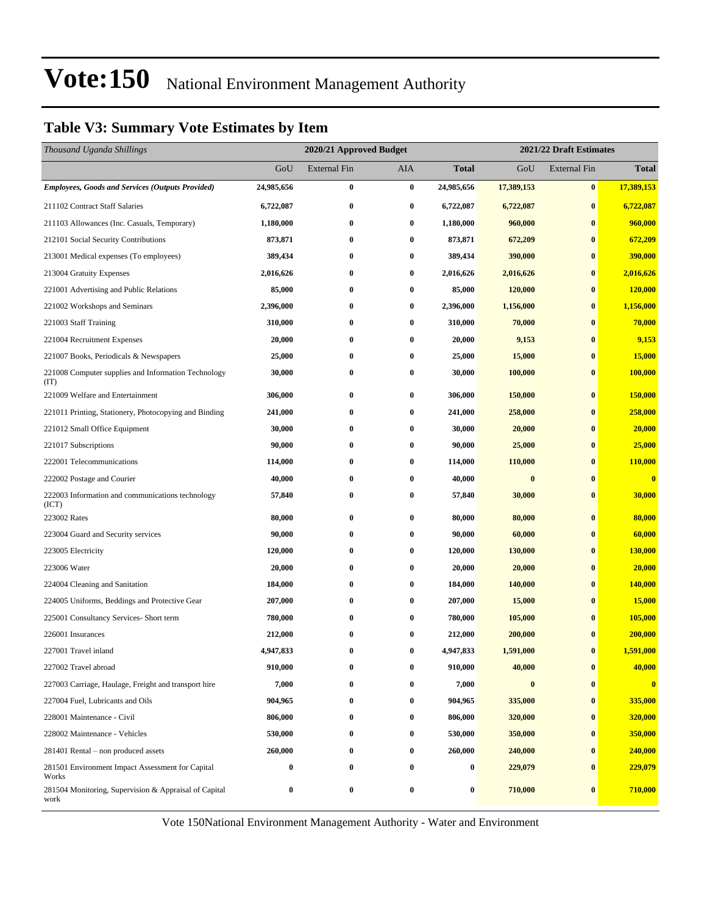# Vote:150 National Environment Management Authority

## Table V3: Summary Vote Estimates by Item

| *Thousand Uganda Shillings* | 2020/21 Approved Budget | | | | 2021/22 Draft Estimates | | |
|---|---|---|---|---|---|---|---|
| | GoU | External Fin | AIA | **Total** | GoU | External Fin | **Total** |
| ***Employees, Goods and Services (Outputs Provided)*** | **24,985,656** | **0** | **0** | **24,985,656** | **17,389,153** | **0** | **17,389,153** |
| 211102 Contract Staff Salaries | **6,722,087** | **0** | **0** | **6,722,087** | **6,722,087** | **0** | **6,722,087** |
| 211103 Allowances (Inc. Casuals, Temporary) | **1,180,000** | **0** | **0** | **1,180,000** | **960,000** | **0** | **960,000** |
| 212101 Social Security Contributions | **873,871** | **0** | **0** | **873,871** | **672,209** | **0** | **672,209** |
| 213001 Medical expenses (To employees) | **389,434** | **0** | **0** | **389,434** | **390,000** | **0** | **390,000** |
| 213004 Gratuity Expenses | **2,016,626** | **0** | **0** | **2,016,626** | **2,016,626** | **0** | **2,016,626** |
| 221001 Advertising and Public Relations | **85,000** | **0** | **0** | **85,000** | **120,000** | **0** | **120,000** |
| 221002 Workshops and Seminars | **2,396,000** | **0** | **0** | **2,396,000** | **1,156,000** | **0** | **1,156,000** |
| 221003 Staff Training | **310,000** | **0** | **0** | **310,000** | **70,000** | **0** | **70,000** |
| 221004 Recruitment Expenses | **20,000** | **0** | **0** | **20,000** | **9,153** | **0** | **9,153** |
| 221007 Books, Periodicals & Newspapers | **25,000** | **0** | **0** | **25,000** | **15,000** | **0** | **15,000** |
| 221008 Computer supplies and Information Technology (IT) | **30,000** | **0** | **0** | **30,000** | **100,000** | **0** | **100,000** |
| 221009 Welfare and Entertainment | **306,000** | **0** | **0** | **306,000** | **150,000** | **0** | **150,000** |
| 221011 Printing, Stationery, Photocopying and Binding | **241,000** | **0** | **0** | **241,000** | **258,000** | **0** | **258,000** |
| 221012 Small Office Equipment | **30,000** | **0** | **0** | **30,000** | **20,000** | **0** | **20,000** |
| 221017 Subscriptions | **90,000** | **0** | **0** | **90,000** | **25,000** | **0** | **25,000** |
| 222001 Telecommunications | **114,000** | **0** | **0** | **114,000** | **110,000** | **0** | **110,000** |
| 222002 Postage and Courier | **40,000** | **0** | **0** | **40,000** | **0** | **0** | **0** |
| 222003 Information and communications technology (ICT) | **57,840** | **0** | **0** | **57,840** | **30,000** | **0** | **30,000** |
| 223002 Rates | **80,000** | **0** | **0** | **80,000** | **80,000** | **0** | **80,000** |
| 223004 Guard and Security services | **90,000** | **0** | **0** | **90,000** | **60,000** | **0** | **60,000** |
| 223005 Electricity | **120,000** | **0** | **0** | **120,000** | **130,000** | **0** | **130,000** |
| 223006 Water | **20,000** | **0** | **0** | **20,000** | **20,000** | **0** | **20,000** |
| 224004 Cleaning and Sanitation | **184,000** | **0** | **0** | **184,000** | **140,000** | **0** | **140,000** |
| 224005 Uniforms, Beddings and Protective Gear | **207,000** | **0** | **0** | **207,000** | **15,000** | **0** | **15,000** |
| 225001 Consultancy Services- Short term | **780,000** | **0** | **0** | **780,000** | **105,000** | **0** | **105,000** |
| 226001 Insurances | **212,000** | **0** | **0** | **212,000** | **200,000** | **0** | **200,000** |
| 227001 Travel inland | **4,947,833** | **0** | **0** | **4,947,833** | **1,591,000** | **0** | **1,591,000** |
| 227002 Travel abroad | **910,000** | **0** | **0** | **910,000** | **40,000** | **0** | **40,000** |
| 227003 Carriage, Haulage, Freight and transport hire | **7,000** | **0** | **0** | **7,000** | **0** | **0** | **0** |
| 227004 Fuel, Lubricants and Oils | **904,965** | **0** | **0** | **904,965** | **335,000** | **0** | **335,000** |
| 228001 Maintenance - Civil | **806,000** | **0** | **0** | **806,000** | **320,000** | **0** | **320,000** |
| 228002 Maintenance - Vehicles | **530,000** | **0** | **0** | **530,000** | **350,000** | **0** | **350,000** |
| 281401 Rental – non produced assets | **260,000** | **0** | **0** | **260,000** | **240,000** | **0** | **240,000** |
| 281501 Environment Impact Assessment for Capital Works | **0** | **0** | **0** | **0** | **229,079** | **0** | **229,079** |
| 281504 Monitoring, Supervision & Appraisal of Capital work | **0** | **0** | **0** | **0** | **710,000** | **0** | **710,000** |

Vote 150National Environment Management Authority - Water and Environment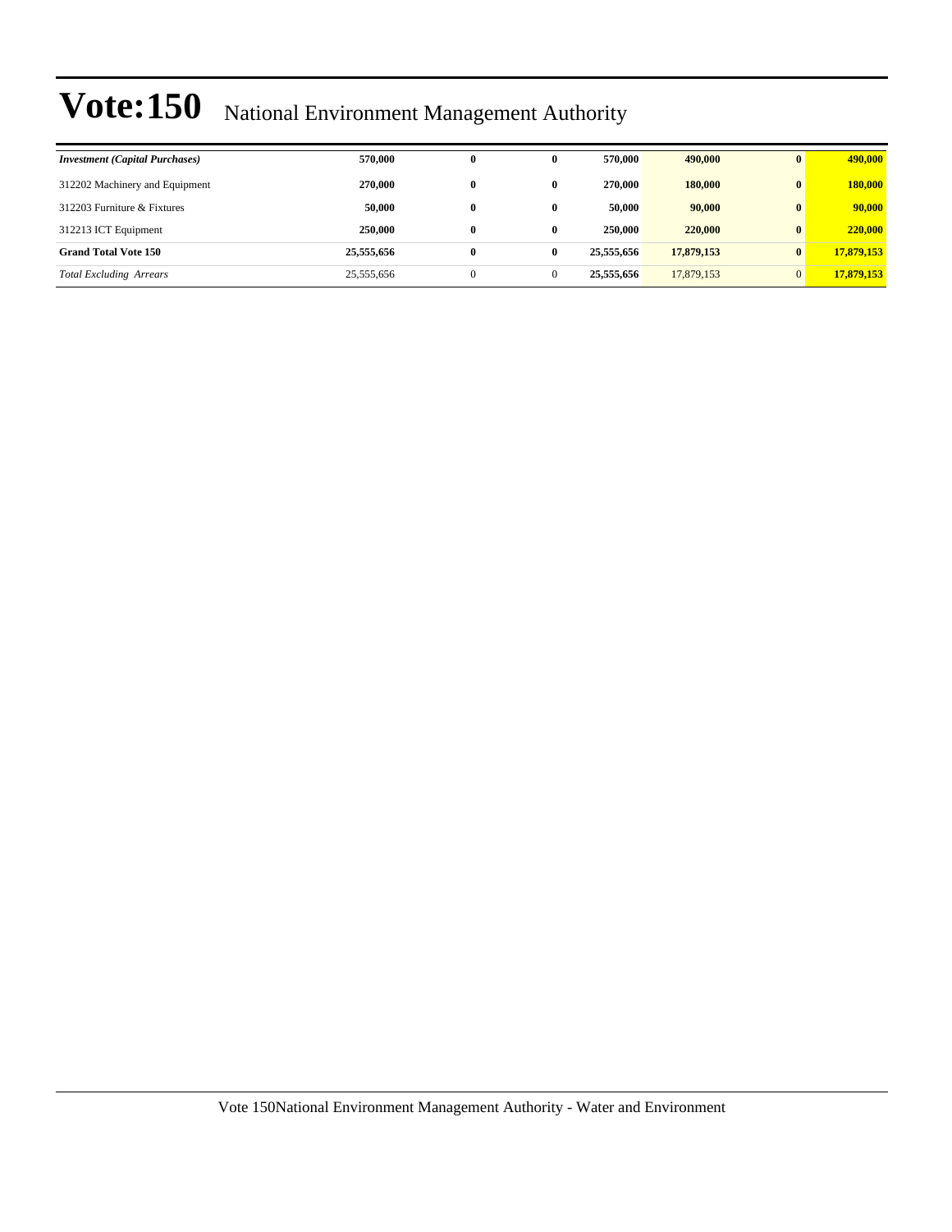# Vote:150 National Environment Management Authority

| *Investment (Capital Purchases)* | **570,000** | **0** | **0** | **570,000** | **490,000** | **0** | **490,000** |
|---|---|---|---|---|---|---|---|
| 312202 Machinery and Equipment | **270,000** | **0** | **0** | **270,000** | **180,000** | **0** | **180,000** |
| 312203 Furniture & Fixtures | **50,000** | **0** | **0** | **50,000** | **90,000** | **0** | **90,000** |
| 312213 ICT Equipment | **250,000** | **0** | **0** | **250,000** | **220,000** | **0** | **220,000** |
| **Grand Total Vote 150** | **25,555,656** | **0** | **0** | **25,555,656** | **17,879,153** | **0** | **17,879,153** |
| *Total Excluding Arrears* | 25,555,656 | 0 | 0 | **25,555,656** | 17,879,153 | 0 | **17,879,153** |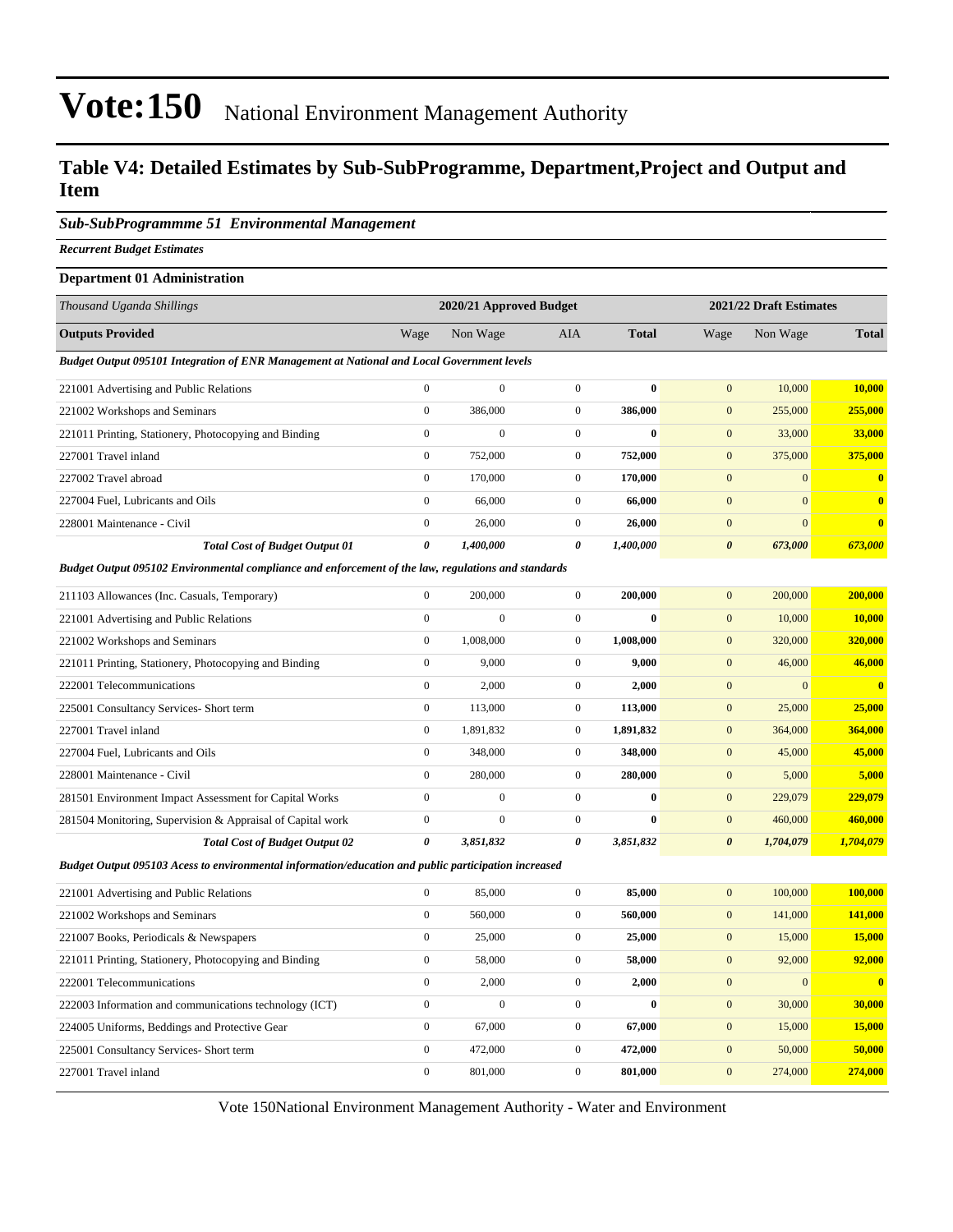# Vote:150 National Environment Management Authority

## Table V4: Detailed Estimates by Sub-SubProgramme, Department,Project and Output and Item

### *Sub-SubProgrammme 51 Environmental Management*

***Recurrent Budget Estimates***

**Department 01 Administration**

| *Thousand Uganda Shillings* | 2020/21 Approved Budget | | | | 2021/22 Draft Estimates | | |
|---|---|---|---|---|---|---|---|
| **Outputs Provided** | Wage | Non Wage | AIA | **Total** | Wage | Non Wage | **Total** |
| ***Budget Output 095101 Integration of ENR Management at National and Local Government levels*** | | | | | | | |
| 221001 Advertising and Public Relations | 0 | 0 | 0 | **0** | 0 | 10,000 | **10,000** |
| 221002 Workshops and Seminars | 0 | 386,000 | 0 | **386,000** | 0 | 255,000 | **255,000** |
| 221011 Printing, Stationery, Photocopying and Binding | 0 | 0 | 0 | **0** | 0 | 33,000 | **33,000** |
| 227001 Travel inland | 0 | 752,000 | 0 | **752,000** | 0 | 375,000 | **375,000** |
| 227002 Travel abroad | 0 | 170,000 | 0 | **170,000** | 0 | 0 | **0** |
| 227004 Fuel, Lubricants and Oils | 0 | 66,000 | 0 | **66,000** | 0 | 0 | **0** |
| 228001 Maintenance - Civil | 0 | 26,000 | 0 | **26,000** | 0 | 0 | **0** |
| ***Total Cost of Budget Output 01*** | ***0*** | ***1,400,000*** | ***0*** | ***1,400,000*** | ***0*** | ***673,000*** | ***673,000*** |
| ***Budget Output 095102 Environmental compliance and enforcement of the law, regulations and standards*** | | | | | | | |
| 211103 Allowances (Inc. Casuals, Temporary) | 0 | 200,000 | 0 | **200,000** | 0 | 200,000 | **200,000** |
| 221001 Advertising and Public Relations | 0 | 0 | 0 | **0** | 0 | 10,000 | **10,000** |
| 221002 Workshops and Seminars | 0 | 1,008,000 | 0 | **1,008,000** | 0 | 320,000 | **320,000** |
| 221011 Printing, Stationery, Photocopying and Binding | 0 | 9,000 | 0 | **9,000** | 0 | 46,000 | **46,000** |
| 222001 Telecommunications | 0 | 2,000 | 0 | **2,000** | 0 | 0 | **0** |
| 225001 Consultancy Services- Short term | 0 | 113,000 | 0 | **113,000** | 0 | 25,000 | **25,000** |
| 227001 Travel inland | 0 | 1,891,832 | 0 | **1,891,832** | 0 | 364,000 | **364,000** |
| 227004 Fuel, Lubricants and Oils | 0 | 348,000 | 0 | **348,000** | 0 | 45,000 | **45,000** |
| 228001 Maintenance - Civil | 0 | 280,000 | 0 | **280,000** | 0 | 5,000 | **5,000** |
| 281501 Environment Impact Assessment for Capital Works | 0 | 0 | 0 | **0** | 0 | 229,079 | **229,079** |
| 281504 Monitoring, Supervision & Appraisal of Capital work | 0 | 0 | 0 | **0** | 0 | 460,000 | **460,000** |
| ***Total Cost of Budget Output 02*** | ***0*** | ***3,851,832*** | ***0*** | ***3,851,832*** | ***0*** | ***1,704,079*** | ***1,704,079*** |
| ***Budget Output 095103 Acess to environmental information/education and public participation increased*** | | | | | | | |
| 221001 Advertising and Public Relations | 0 | 85,000 | 0 | **85,000** | 0 | 100,000 | **100,000** |
| 221002 Workshops and Seminars | 0 | 560,000 | 0 | **560,000** | 0 | 141,000 | **141,000** |
| 221007 Books, Periodicals & Newspapers | 0 | 25,000 | 0 | **25,000** | 0 | 15,000 | **15,000** |
| 221011 Printing, Stationery, Photocopying and Binding | 0 | 58,000 | 0 | **58,000** | 0 | 92,000 | **92,000** |
| 222001 Telecommunications | 0 | 2,000 | 0 | **2,000** | 0 | 0 | **0** |
| 222003 Information and communications technology (ICT) | 0 | 0 | 0 | **0** | 0 | 30,000 | **30,000** |
| 224005 Uniforms, Beddings and Protective Gear | 0 | 67,000 | 0 | **67,000** | 0 | 15,000 | **15,000** |
| 225001 Consultancy Services- Short term | 0 | 472,000 | 0 | **472,000** | 0 | 50,000 | **50,000** |
| 227001 Travel inland | 0 | 801,000 | 0 | **801,000** | 0 | 274,000 | **274,000** |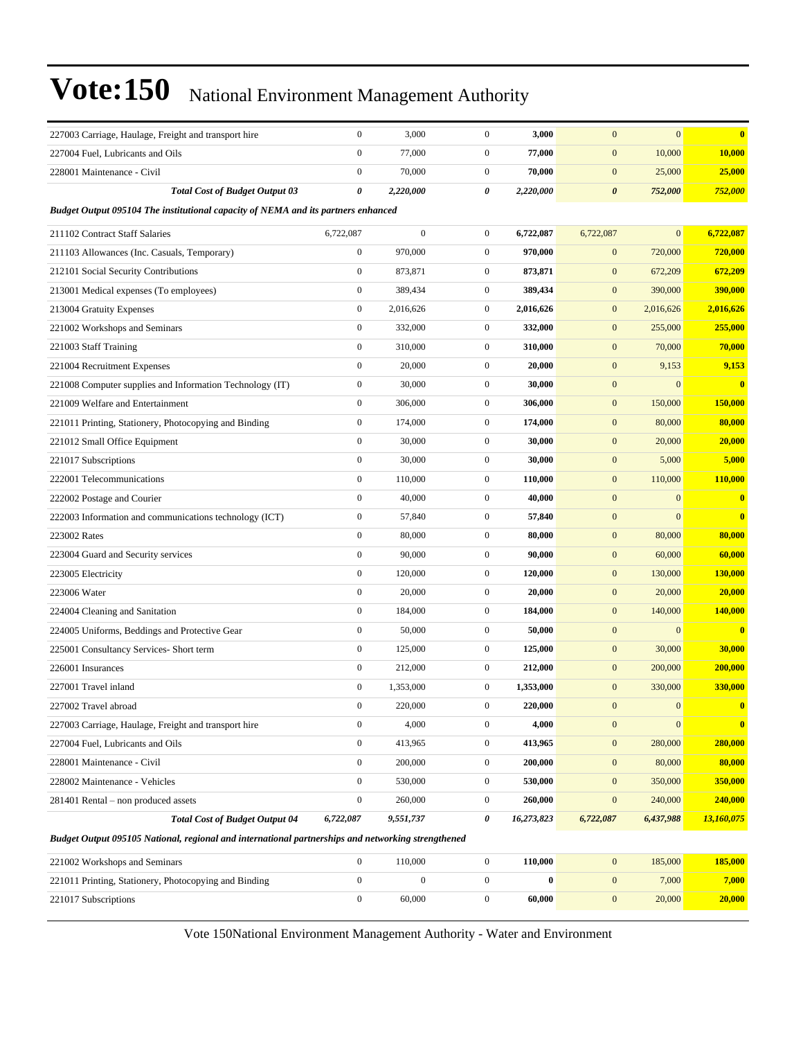# Vote:150 National Environment Management Authority

| | | | | | | | |
|---|---|---|---|---|---|---|---|
| 227003 Carriage, Haulage, Freight and transport hire | 0 | 3,000 | 0 | **3,000** | 0 | 0 | **0** |
| 227004 Fuel, Lubricants and Oils | 0 | 77,000 | 0 | **77,000** | 0 | 10,000 | **10,000** |
| 228001 Maintenance - Civil | 0 | 70,000 | 0 | **70,000** | 0 | 25,000 | **25,000** |
| ***Total Cost of Budget Output 03*** | ***0*** | ***2,220,000*** | ***0*** | ***2,220,000*** | ***0*** | ***752,000*** | ***752,000*** |
| ***Budget Output 095104 The institutional capacity of NEMA and its partners enhanced*** | | | | | | | |
| 211102 Contract Staff Salaries | 6,722,087 | 0 | 0 | **6,722,087** | 6,722,087 | 0 | **6,722,087** |
| 211103 Allowances (Inc. Casuals, Temporary) | 0 | 970,000 | 0 | **970,000** | 0 | 720,000 | **720,000** |
| 212101 Social Security Contributions | 0 | 873,871 | 0 | **873,871** | 0 | 672,209 | **672,209** |
| 213001 Medical expenses (To employees) | 0 | 389,434 | 0 | **389,434** | 0 | 390,000 | **390,000** |
| 213004 Gratuity Expenses | 0 | 2,016,626 | 0 | **2,016,626** | 0 | 2,016,626 | **2,016,626** |
| 221002 Workshops and Seminars | 0 | 332,000 | 0 | **332,000** | 0 | 255,000 | **255,000** |
| 221003 Staff Training | 0 | 310,000 | 0 | **310,000** | 0 | 70,000 | **70,000** |
| 221004 Recruitment Expenses | 0 | 20,000 | 0 | **20,000** | 0 | 9,153 | **9,153** |
| 221008 Computer supplies and Information Technology (IT) | 0 | 30,000 | 0 | **30,000** | 0 | 0 | **0** |
| 221009 Welfare and Entertainment | 0 | 306,000 | 0 | **306,000** | 0 | 150,000 | **150,000** |
| 221011 Printing, Stationery, Photocopying and Binding | 0 | 174,000 | 0 | **174,000** | 0 | 80,000 | **80,000** |
| 221012 Small Office Equipment | 0 | 30,000 | 0 | **30,000** | 0 | 20,000 | **20,000** |
| 221017 Subscriptions | 0 | 30,000 | 0 | **30,000** | 0 | 5,000 | **5,000** |
| 222001 Telecommunications | 0 | 110,000 | 0 | **110,000** | 0 | 110,000 | **110,000** |
| 222002 Postage and Courier | 0 | 40,000 | 0 | **40,000** | 0 | 0 | **0** |
| 222003 Information and communications technology (ICT) | 0 | 57,840 | 0 | **57,840** | 0 | 0 | **0** |
| 223002 Rates | 0 | 80,000 | 0 | **80,000** | 0 | 80,000 | **80,000** |
| 223004 Guard and Security services | 0 | 90,000 | 0 | **90,000** | 0 | 60,000 | **60,000** |
| 223005 Electricity | 0 | 120,000 | 0 | **120,000** | 0 | 130,000 | **130,000** |
| 223006 Water | 0 | 20,000 | 0 | **20,000** | 0 | 20,000 | **20,000** |
| 224004 Cleaning and Sanitation | 0 | 184,000 | 0 | **184,000** | 0 | 140,000 | **140,000** |
| 224005 Uniforms, Beddings and Protective Gear | 0 | 50,000 | 0 | **50,000** | 0 | 0 | **0** |
| 225001 Consultancy Services- Short term | 0 | 125,000 | 0 | **125,000** | 0 | 30,000 | **30,000** |
| 226001 Insurances | 0 | 212,000 | 0 | **212,000** | 0 | 200,000 | **200,000** |
| 227001 Travel inland | 0 | 1,353,000 | 0 | **1,353,000** | 0 | 330,000 | **330,000** |
| 227002 Travel abroad | 0 | 220,000 | 0 | **220,000** | 0 | 0 | **0** |
| 227003 Carriage, Haulage, Freight and transport hire | 0 | 4,000 | 0 | **4,000** | 0 | 0 | **0** |
| 227004 Fuel, Lubricants and Oils | 0 | 413,965 | 0 | **413,965** | 0 | 280,000 | **280,000** |
| 228001 Maintenance - Civil | 0 | 200,000 | 0 | **200,000** | 0 | 80,000 | **80,000** |
| 228002 Maintenance - Vehicles | 0 | 530,000 | 0 | **530,000** | 0 | 350,000 | **350,000** |
| 281401 Rental – non produced assets | 0 | 260,000 | 0 | **260,000** | 0 | 240,000 | **240,000** |
| ***Total Cost of Budget Output 04*** | ***6,722,087*** | ***9,551,737*** | ***0*** | ***16,273,823*** | ***6,722,087*** | ***6,437,988*** | ***13,160,075*** |
| ***Budget Output 095105 National, regional and international partnerships and networking strengthened*** | | | | | | | |
| 221002 Workshops and Seminars | 0 | 110,000 | 0 | **110,000** | 0 | 185,000 | **185,000** |
| 221011 Printing, Stationery, Photocopying and Binding | 0 | 0 | 0 | **0** | 0 | 7,000 | **7,000** |
| 221017 Subscriptions | 0 | 60,000 | 0 | **60,000** | 0 | 20,000 | **20,000** |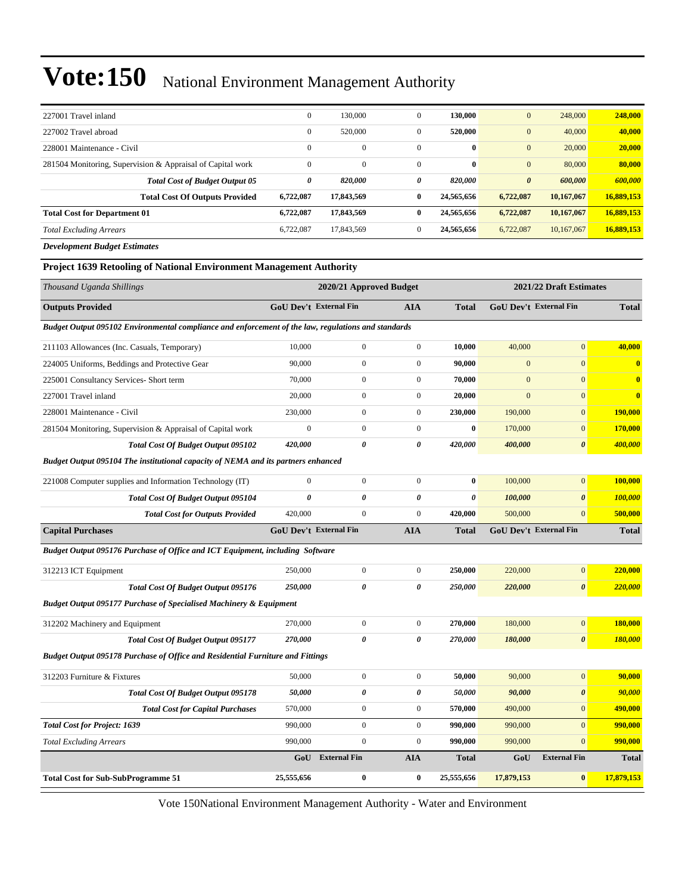# Vote:150 National Environment Management Authority

| | | | | | | | |
|---|---|---|---|---|---|---|---|
| 227001 Travel inland | 0 | 130,000 | 0 | **130,000** | 0 | 248,000 | **248,000** |
| 227002 Travel abroad | 0 | 520,000 | 0 | **520,000** | 0 | 40,000 | **40,000** |
| 228001 Maintenance - Civil | 0 | 0 | 0 | **0** | 0 | 20,000 | **20,000** |
| 281504 Monitoring, Supervision & Appraisal of Capital work | 0 | 0 | 0 | **0** | 0 | 80,000 | **80,000** |
| ***Total Cost of Budget Output 05*** | ***0*** | ***820,000*** | ***0*** | ***820,000*** | ***0*** | ***600,000*** | ***600,000*** |
| **Total Cost Of Outputs Provided** | **6,722,087** | **17,843,569** | **0** | **24,565,656** | **6,722,087** | **10,167,067** | **16,889,153** |
| **Total Cost for Department 01** | **6,722,087** | **17,843,569** | **0** | **24,565,656** | **6,722,087** | **10,167,067** | **16,889,153** |
| *Total Excluding Arrears* | 6,722,087 | 17,843,569 | 0 | **24,565,656** | 6,722,087 | 10,167,067 | **16,889,153** |

***Development Budget Estimates***

**Project 1639 Retooling of National Environment Management Authority**

| *Thousand Uganda Shillings* | 2020/21 Approved Budget | | | | 2021/22 Draft Estimates | | |
|---|---|---|---|---|---|---|---|
| **Outputs Provided** | **GoU Dev't** | **External Fin** | **AIA** | **Total** | **GoU Dev't** | **External Fin** | **Total** |
| ***Budget Output 095102 Environmental compliance and enforcement of the law, regulations and standards*** | | | | | | | |
| 211103 Allowances (Inc. Casuals, Temporary) | 10,000 | 0 | 0 | **10,000** | 40,000 | 0 | **40,000** |
| 224005 Uniforms, Beddings and Protective Gear | 90,000 | 0 | 0 | **90,000** | 0 | 0 | **0** |
| 225001 Consultancy Services- Short term | 70,000 | 0 | 0 | **70,000** | 0 | 0 | **0** |
| 227001 Travel inland | 20,000 | 0 | 0 | **20,000** | 0 | 0 | **0** |
| 228001 Maintenance - Civil | 230,000 | 0 | 0 | **230,000** | 190,000 | 0 | **190,000** |
| 281504 Monitoring, Supervision & Appraisal of Capital work | 0 | 0 | 0 | **0** | 170,000 | 0 | **170,000** |
| ***Total Cost Of Budget Output 095102*** | ***420,000*** | ***0*** | ***0*** | ***420,000*** | ***400,000*** | ***0*** | ***400,000*** |
| ***Budget Output 095104 The institutional capacity of NEMA and its partners enhanced*** | | | | | | | |
| 221008 Computer supplies and Information Technology (IT) | 0 | 0 | 0 | **0** | 100,000 | 0 | **100,000** |
| ***Total Cost Of Budget Output 095104*** | ***0*** | ***0*** | ***0*** | ***0*** | ***100,000*** | ***0*** | ***100,000*** |
| ***Total Cost for Outputs Provided*** | 420,000 | 0 | 0 | **420,000** | 500,000 | 0 | **500,000** |
| **Capital Purchases** | **GoU Dev't** | **External Fin** | **AIA** | **Total** | **GoU Dev't** | **External Fin** | **Total** |
| ***Budget Output 095176 Purchase of Office and ICT Equipment, including Software*** | | | | | | | |
| 312213 ICT Equipment | 250,000 | 0 | 0 | **250,000** | 220,000 | 0 | **220,000** |
| ***Total Cost Of Budget Output 095176*** | ***250,000*** | ***0*** | ***0*** | ***250,000*** | ***220,000*** | ***0*** | ***220,000*** |
| ***Budget Output 095177 Purchase of Specialised Machinery & Equipment*** | | | | | | | |
| 312202 Machinery and Equipment | 270,000 | 0 | 0 | **270,000** | 180,000 | 0 | **180,000** |
| ***Total Cost Of Budget Output 095177*** | ***270,000*** | ***0*** | ***0*** | ***270,000*** | ***180,000*** | ***0*** | ***180,000*** |
| ***Budget Output 095178 Purchase of Office and Residential Furniture and Fittings*** | | | | | | | |
| 312203 Furniture & Fixtures | 50,000 | 0 | 0 | **50,000** | 90,000 | 0 | **90,000** |
| ***Total Cost Of Budget Output 095178*** | ***50,000*** | ***0*** | ***0*** | ***50,000*** | ***90,000*** | ***0*** | ***90,000*** |
| ***Total Cost for Capital Purchases*** | 570,000 | 0 | 0 | **570,000** | 490,000 | 0 | **490,000** |
| ***Total Cost for Project: 1639*** | 990,000 | 0 | 0 | **990,000** | 990,000 | 0 | **990,000** |
| *Total Excluding Arrears* | 990,000 | 0 | 0 | **990,000** | 990,000 | 0 | **990,000** |
| | **GoU** | **External Fin** | **AIA** | **Total** | **GoU** | **External Fin** | **Total** |
| **Total Cost for Sub-SubProgramme 51** | **25,555,656** | **0** | **0** | **25,555,656** | **17,879,153** | **0** | **17,879,153** |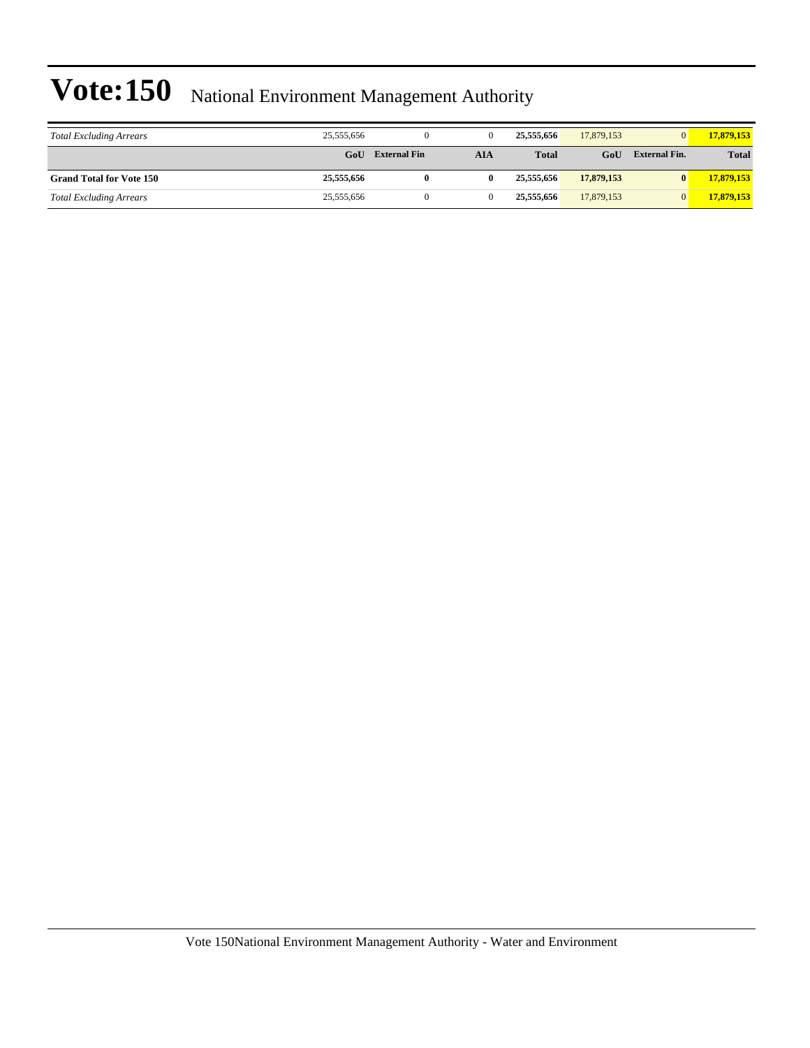| | | | | | | | |
|---|---|---|---|---|---|---|---|
| *Total Excluding Arrears* | 25,555,656 | 0 | 0 | **25,555,656** | 17,879,153 | 0 | **17,879,153** |
| | **GoU** | **External Fin** | **AIA** | **Total** | **GoU** | **External Fin.** | **Total** |
| **Grand Total for Vote 150** | **25,555,656** | **0** | **0** | **25,555,656** | **17,879,153** | **0** | **17,879,153** |
| *Total Excluding Arrears* | 25,555,656 | 0 | 0 | **25,555,656** | 17,879,153 | 0 | **17,879,153** |